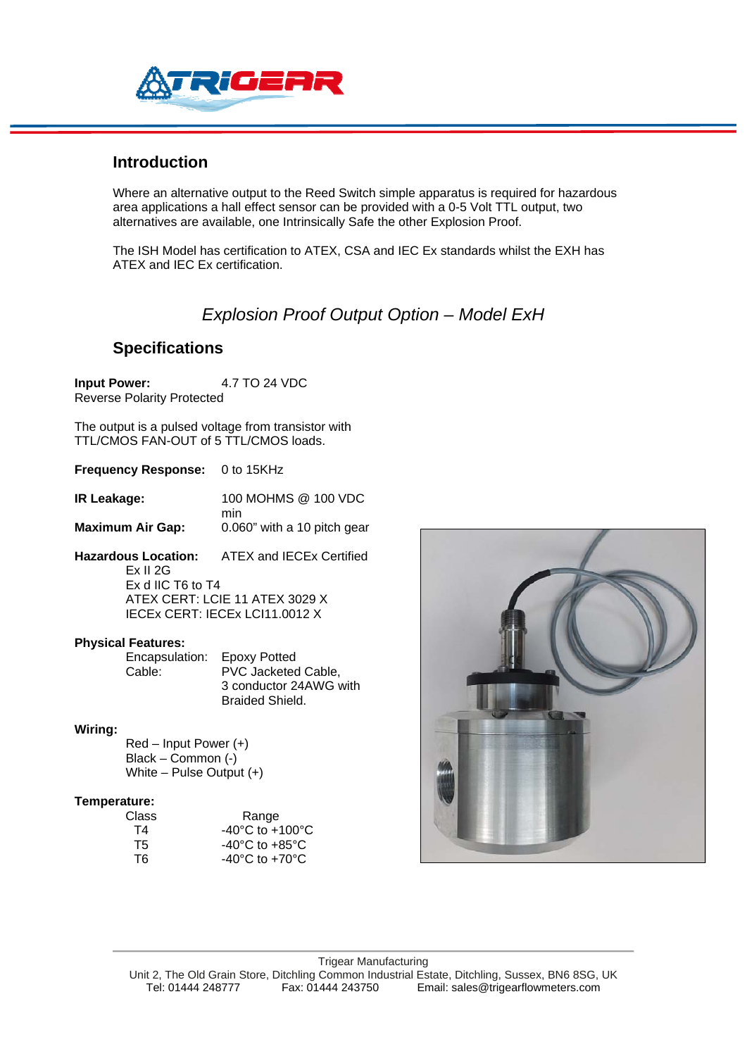## Introduction

Where an alternative output to the Reed Switch simple apparatus is required for hazardous area applications a hall effect sensor can be provided with a 0-5 Volt TTL output, two alternatives are available, one Intrinsically Safe the other Explosion Proof.

The ISH Model has certification to ATEX, CSA and IEC Ex standards whilst the EXH has ATEX and IEC Ex certification.

### *Explosion Proof Output Option – Model ExH*

## Specifications

**Input Power:** 4.7 TO 24 VDC
Reverse Polarity Protected

The output is a pulsed voltage from transistor with TTL/CMOS FAN-OUT of 5 TTL/CMOS loads.

**Frequency Response:** 0 to 15KHz

**IR Leakage:** 100 MOHMS @ 100 VDC min

**Maximum Air Gap:** 0.060" with a 10 pitch gear

**Hazardous Location:** ATEX and IECEx Certified
Ex II 2G
Ex d IIC T6 to T4
ATEX CERT: LCIE 11 ATEX 3029 X
IECEx CERT: IECEx LCI11.0012 X

**Physical Features:**
Encapsulation: Epoxy Potted
Cable: PVC Jacketed Cable, 3 conductor 24AWG with Braided Shield.

**Wiring:**
Red – Input Power (+)
Black – Common (-)
White – Pulse Output (+)

**Temperature:**

| Class | Range |
|---|---|
| T4 | -40°C to +100°C |
| T5 | -40°C to +85°C |
| T6 | -40°C to +70°C |

Trigear Manufacturing
Unit 2, The Old Grain Store, Ditchling Common Industrial Estate, Ditchling, Sussex, BN6 8SG, UK
Tel: 01444 248777 Fax: 01444 243750 Email: sales@trigearflowmeters.com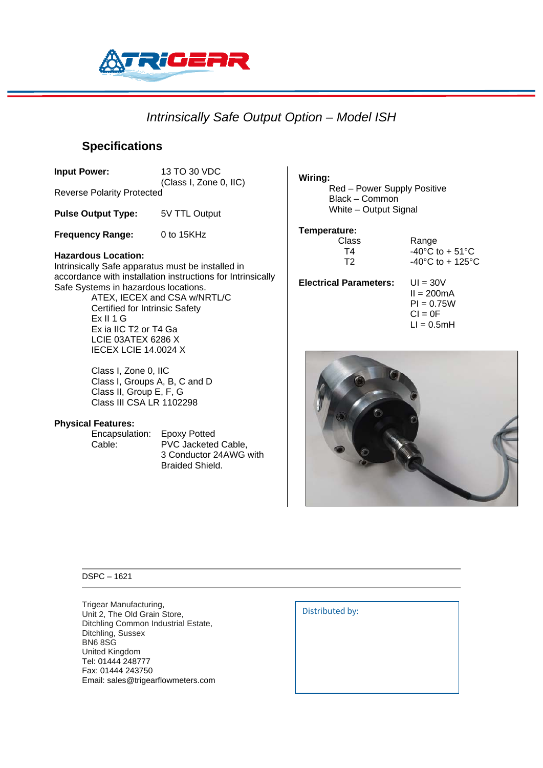*Intrinsically Safe Output Option – Model ISH*

## Specifications

**Input Power:** 13 TO 30 VDC
(Class I, Zone 0, IIC)
Reverse Polarity Protected

**Pulse Output Type:** 5V TTL Output

**Frequency Range:** 0 to 15KHz

**Hazardous Location:**
Intrinsically Safe apparatus must be installed in accordance with installation instructions for Intrinsically Safe Systems in hazardous locations.

ATEX, IECEX and CSA w/NRTL/C
Certified for Intrinsic Safety
Ex II 1 G
Ex ia IIC T2 or T4 Ga
LCIE 03ATEX 6286 X
IECEX LCIE 14.0024 X

Class I, Zone 0, IIC
Class I, Groups A, B, C and D
Class II, Group E, F, G
Class III CSA LR 1102298

**Physical Features:**

Encapsulation: Epoxy Potted
Cable: PVC Jacketed Cable, 3 Conductor 24AWG with Braided Shield.

**Wiring:**

Red – Power Supply Positive
Black – Common
White – Output Signal

**Temperature:**

| Class | Range |
| --- | --- |
| T4 | -40°C to + 51°C |
| T2 | -40°C to + 125°C |

**Electrical Parameters:**

UI = 30V
II = 200mA
PI = 0.75W
CI = 0F
LI = 0.5mH

DSPC – 1621

Trigear Manufacturing,
Unit 2, The Old Grain Store,
Ditchling Common Industrial Estate,
Ditchling, Sussex
BN6 8SG
United Kingdom
Tel: 01444 248777
Fax: 01444 243750
Email: sales@trigearflowmeters.com

Distributed by: